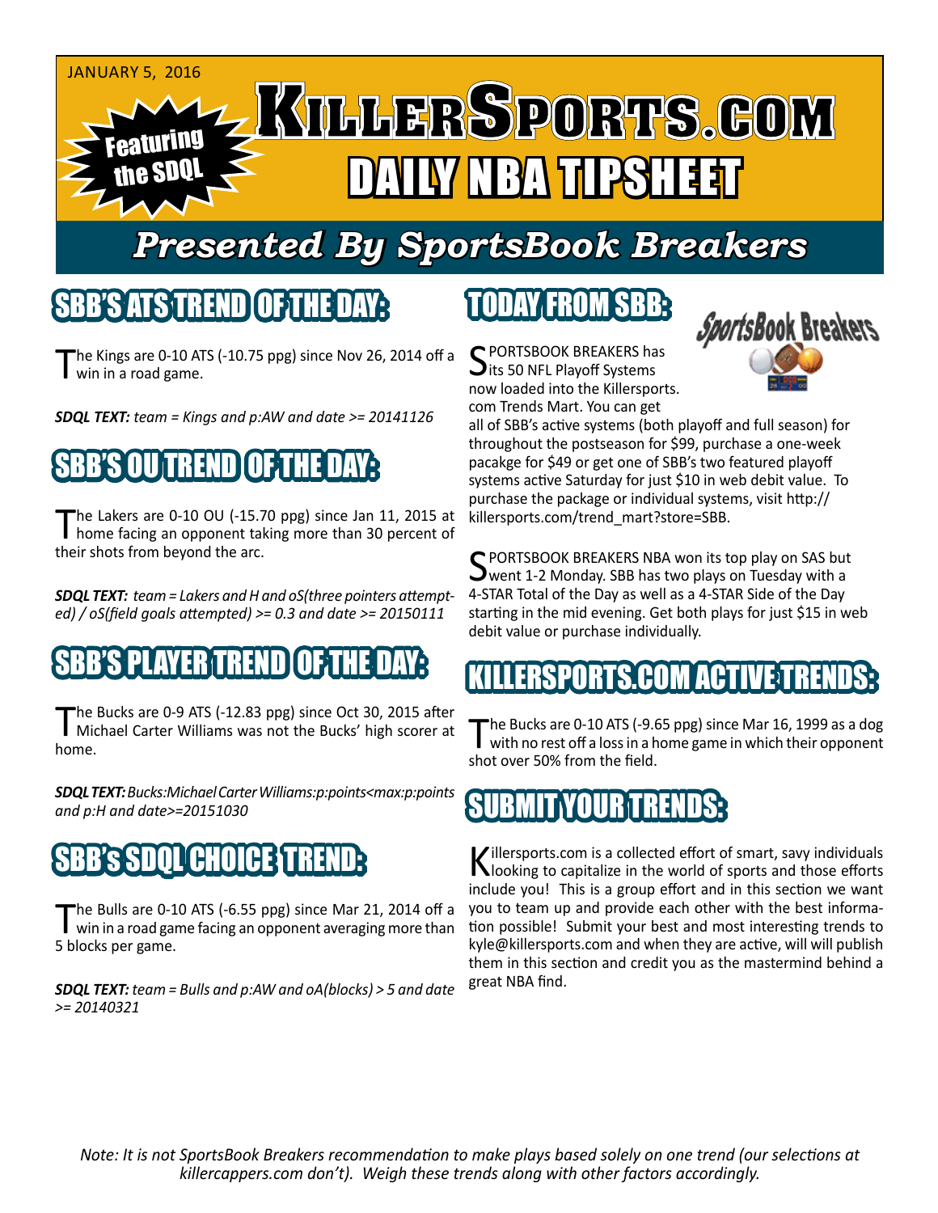JANUARY 5, 2016

Featuring the SDQL

# KILLERSPORTS.COM DAILY NBA TIPSHEET

## Presented By SportsBook Breakers

## SBB'S ATS TREND OF THE DAY:

The Kings are 0-10 ATS (-10.75 ppg) since Nov 26, 2014 off a win in a road game.

***SDQL TEXT:*** *team = Kings and p:AW and date >= 20141126*

## SBB'S OU TREND OF THE DAY:

The Lakers are 0-10 OU (-15.70 ppg) since Jan 11, 2015 at home facing an opponent taking more than 30 percent of their shots from beyond the arc.

***SDQL TEXT:*** *team = Lakers and H and oS(three pointers attempted) / oS(field goals attempted) >= 0.3 and date >= 20150111*

## SBB'S PLAYER TREND OF THE DAY:

The Bucks are 0-9 ATS (-12.83 ppg) since Oct 30, 2015 after Michael Carter Williams was not the Bucks' high scorer at home.

***SDQL TEXT:*** *Bucks:Michael Carter Williams:p:points<max:p:points and p:H and date>=20151030*

## SBB's SDQL CHOICE TREND:

The Bulls are 0-10 ATS (-6.55 ppg) since Mar 21, 2014 off a win in a road game facing an opponent averaging more than 5 blocks per game.

***SDQL TEXT:*** *team = Bulls and p:AW and oA(blocks) > 5 and date >= 20140321*

## TODAY FROM SBB:

SportsBook Breakers

SPORTSBOOK BREAKERS has its 50 NFL Playoff Systems now loaded into the Killersports.com Trends Mart. You can get all of SBB's active systems (both playoff and full season) for throughout the postseason for $99, purchase a one-week pacakge for $49 or get one of SBB's two featured playoff systems active Saturday for just $10 in web debit value. To purchase the package or individual systems, visit http://killersports.com/trend_mart?store=SBB.

SPORTSBOOK BREAKERS NBA won its top play on SAS but went 1-2 Monday. SBB has two plays on Tuesday with a 4-STAR Total of the Day as well as a 4-STAR Side of the Day starting in the mid evening. Get both plays for just $15 in web debit value or purchase individually.

## KILLERSPORTS.COM ACTIVE TRENDS:

The Bucks are 0-10 ATS (-9.65 ppg) since Mar 16, 1999 as a dog with no rest off a loss in a home game in which their opponent shot over 50% from the field.

## SUBMIT YOUR TRENDS:

Killersports.com is a collected effort of smart, savy individuals looking to capitalize in the world of sports and those efforts include you! This is a group effort and in this section we want you to team up and provide each other with the best information possible! Submit your best and most interesting trends to kyle@killersports.com and when they are active, will will publish them in this section and credit you as the mastermind behind a great NBA find.

*Note: It is not SportsBook Breakers recommendation to make plays based solely on one trend (our selections at killercappers.com don't). Weigh these trends along with other factors accordingly.*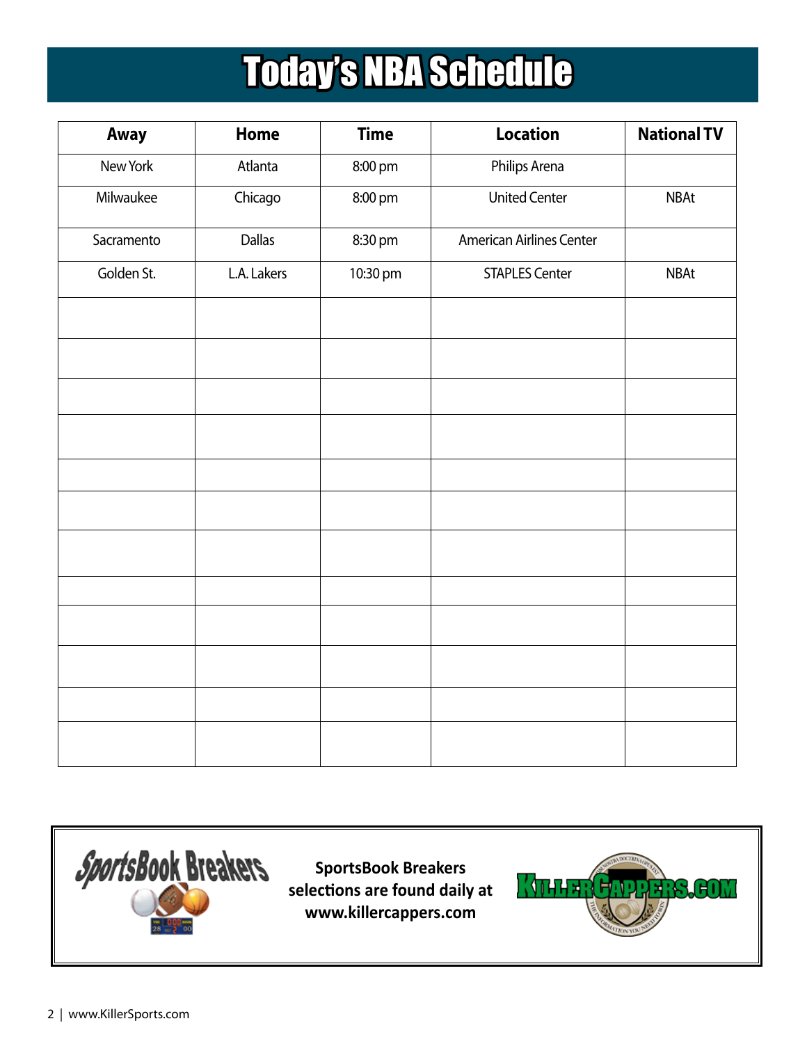# Today's NBA Schedule

| Away | Home | Time | Location | National TV |
|---|---|---|---|---|
| New York | Atlanta | 8:00 pm | Philips Arena | |
| Milwaukee | Chicago | 8:00 pm | United Center | NBAt |
| Sacramento | Dallas | 8:30 pm | American Airlines Center | |
| Golden St. | L.A. Lakers | 10:30 pm | STAPLES Center | NBAt |
| | | | | |
| | | | | |
| | | | | |
| | | | | |
| | | | | |
| | | | | |
| | | | | |
| | | | | |
| | | | | |
| | | | | |
| | | | | |
| | | | | |

SportsBook Breakers

**SportsBook Breakers selections are found daily at www.killercappers.com**

KILLERCAPPERS.COM